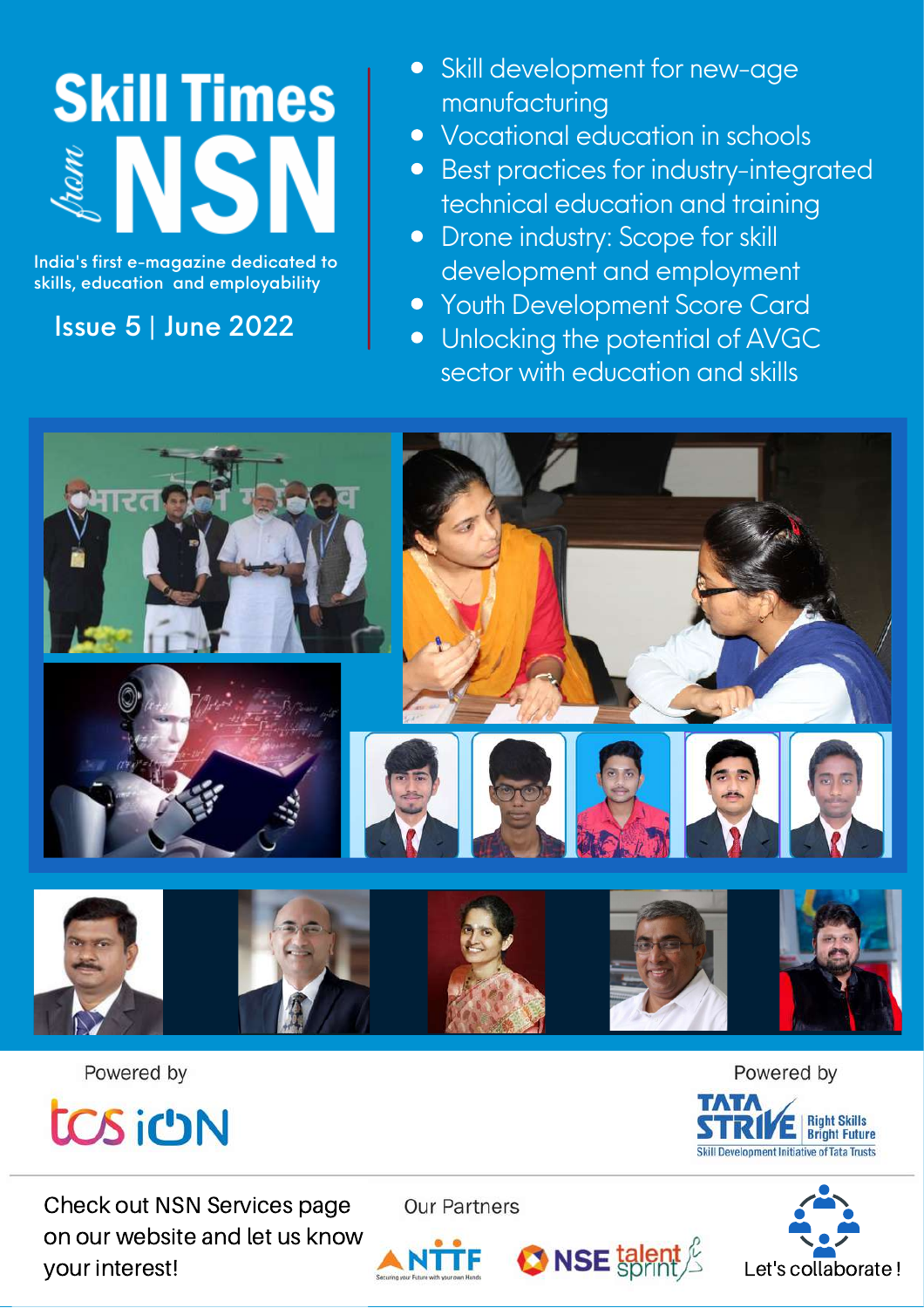# Skill Times *from* NSN

India's first e-magazine dedicated to skills, education and employability

Issue 5 | June 2022

- Skill development for new-age manufacturing
- Vocational education in schools
- Best practices for industry-integrated technical education and training
- Drone industry: Scope for skill development and employment
- Youth Development Score Card
- Unlocking the potential of AVGC sector with education and skills

Powered by TCS iON

Powered by TATA STRIVE Right Skills Bright Future — Skill Development Initiative of Tata Trusts

Check out NSN Services page on our website and let us know your interest!

Our Partners: NTTF (Securing your Future with your own Hands), NSE talent sprint

Let's collaborate !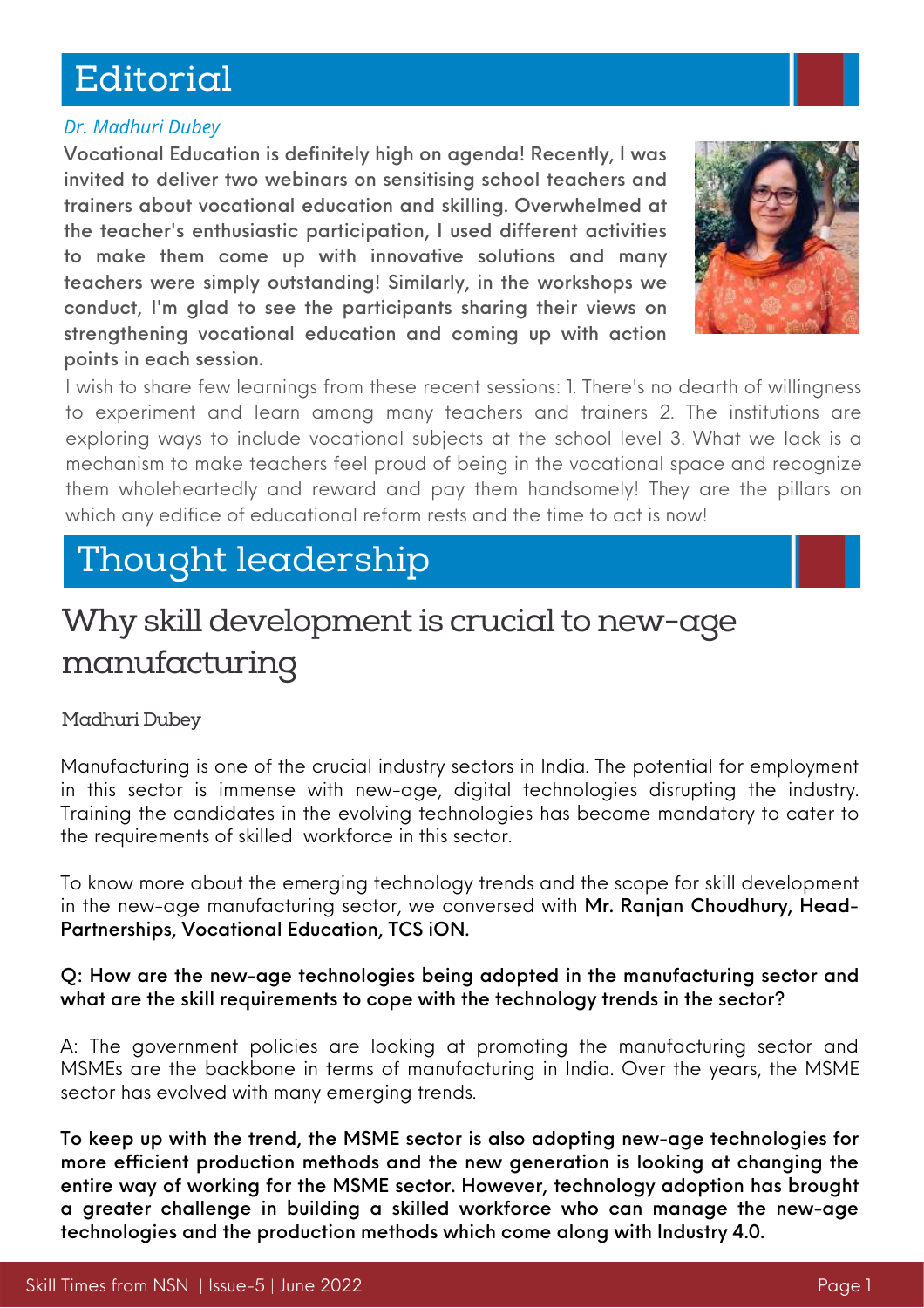# Editorial

*Dr. Madhuri Dubey*

**Vocational Education is definitely high on agenda! Recently, I was invited to deliver two webinars on sensitising school teachers and trainers about vocational education and skilling. Overwhelmed at the teacher's enthusiastic participation, I used different activities to make them come up with innovative solutions and many teachers were simply outstanding! Similarly, in the workshops we conduct, I'm glad to see the participants sharing their views on strengthening vocational education and coming up with action points in each session.**

I wish to share few learnings from these recent sessions: 1. There's no dearth of willingness to experiment and learn among many teachers and trainers 2. The institutions are exploring ways to include vocational subjects at the school level 3. What we lack is a mechanism to make teachers feel proud of being in the vocational space and recognize them wholeheartedly and reward and pay them handsomely! They are the pillars on which any edifice of educational reform rests and the time to act is now!

# Thought leadership

## Why skill development is crucial to new-age manufacturing

Madhuri Dubey

Manufacturing is one of the crucial industry sectors in India. The potential for employment in this sector is immense with new-age, digital technologies disrupting the industry. Training the candidates in the evolving technologies has become mandatory to cater to the requirements of skilled workforce in this sector.

To know more about the emerging technology trends and the scope for skill development in the new-age manufacturing sector, we conversed with **Mr. Ranjan Choudhury, Head-Partnerships, Vocational Education, TCS iON.**

**Q: How are the new-age technologies being adopted in the manufacturing sector and what are the skill requirements to cope with the technology trends in the sector?**

A: The government policies are looking at promoting the manufacturing sector and MSMEs are the backbone in terms of manufacturing in India. Over the years, the MSME sector has evolved with many emerging trends.

**To keep up with the trend, the MSME sector is also adopting new-age technologies for more efficient production methods and the new generation is looking at changing the entire way of working for the MSME sector. However, technology adoption has brought a greater challenge in building a skilled workforce who can manage the new-age technologies and the production methods which come along with Industry 4.0.**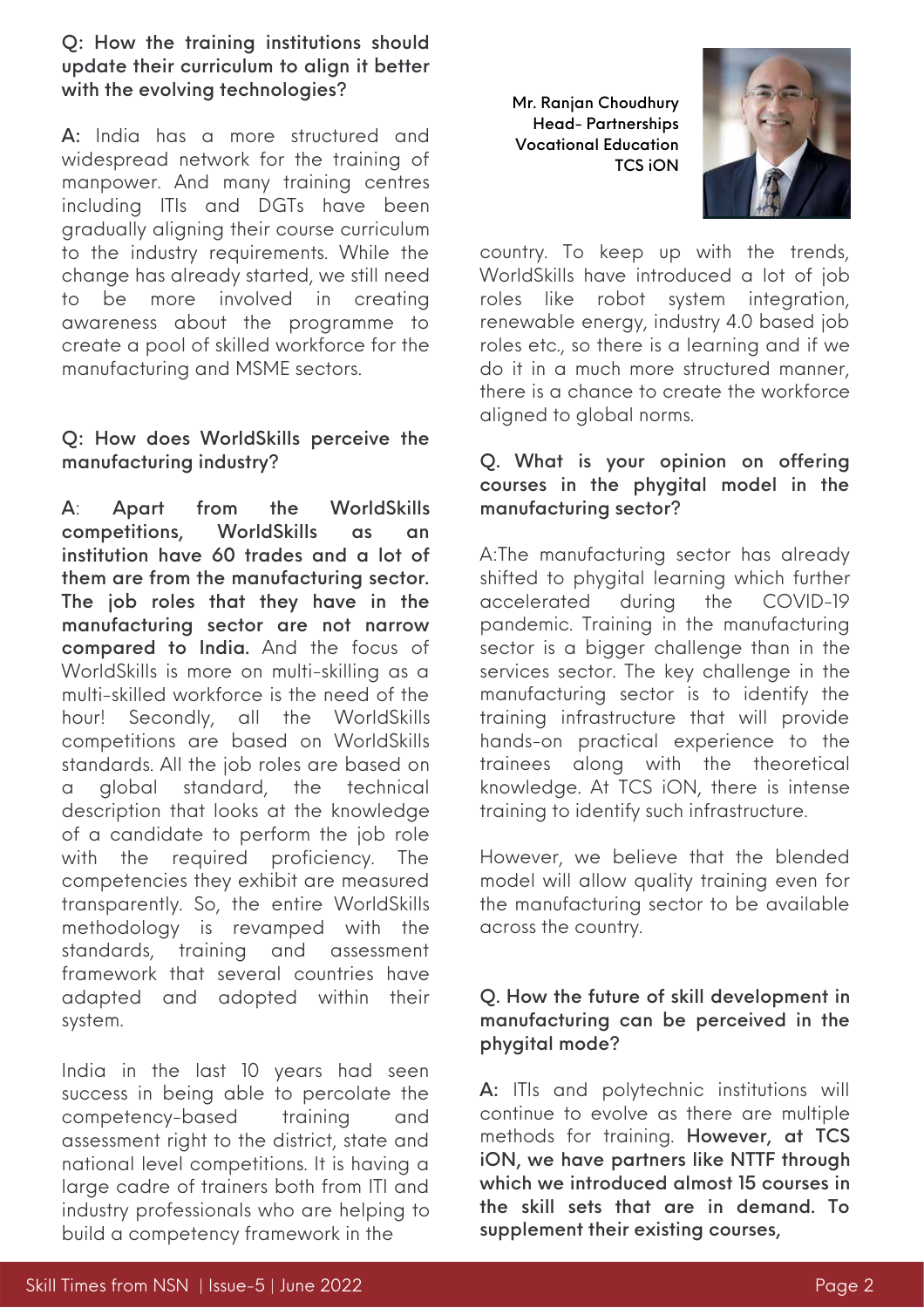**Q: How the training institutions should update their curriculum to align it better with the evolving technologies?**

**A:** India has a more structured and widespread network for the training of manpower. And many training centres including ITIs and DGTs have been gradually aligning their course curriculum to the industry requirements. While the change has already started, we still need to be more involved in creating awareness about the programme to create a pool of skilled workforce for the manufacturing and MSME sectors.

**Q: How does WorldSkills perceive the manufacturing industry?**

**A**: **Apart from the WorldSkills competitions, WorldSkills as an institution have 60 trades and a lot of them are from the manufacturing sector. The job roles that they have in the manufacturing sector are not narrow compared to India.** And the focus of WorldSkills is more on multi-skilling as a multi-skilled workforce is the need of the hour! Secondly, all the WorldSkills competitions are based on WorldSkills standards. All the job roles are based on a global standard, the technical description that looks at the knowledge of a candidate to perform the job role with the required proficiency. The competencies they exhibit are measured transparently. So, the entire WorldSkills methodology is revamped with the standards, training and assessment framework that several countries have adapted and adopted within their system.

India in the last 10 years had seen success in being able to percolate the competency-based training and assessment right to the district, state and national level competitions. It is having a large cadre of trainers both from ITI and industry professionals who are helping to build a competency framework in the country. To keep up with the trends, WorldSkills have introduced a lot of job roles like robot system integration, renewable energy, industry 4.0 based job roles etc., so there is a learning and if we do it in a much more structured manner, there is a chance to create the workforce aligned to global norms.

Mr. Ranjan Choudhury
Head- Partnerships
Vocational Education
TCS iON

**Q. What is your opinion on offering courses in the phygital model in the manufacturing sector?**

A:The manufacturing sector has already shifted to phygital learning which further accelerated during the COVID-19 pandemic. Training in the manufacturing sector is a bigger challenge than in the services sector. The key challenge in the manufacturing sector is to identify the training infrastructure that will provide hands-on practical experience to the trainees along with the theoretical knowledge. At TCS iON, there is intense training to identify such infrastructure.

However, we believe that the blended model will allow quality training even for the manufacturing sector to be available across the country.

**Q. How the future of skill development in manufacturing can be perceived in the phygital mode?**

**A:** ITIs and polytechnic institutions will continue to evolve as there are multiple methods for training. **However, at TCS iON, we have partners like NTTF through which we introduced almost 15 courses in the skill sets that are in demand. To supplement their existing courses,**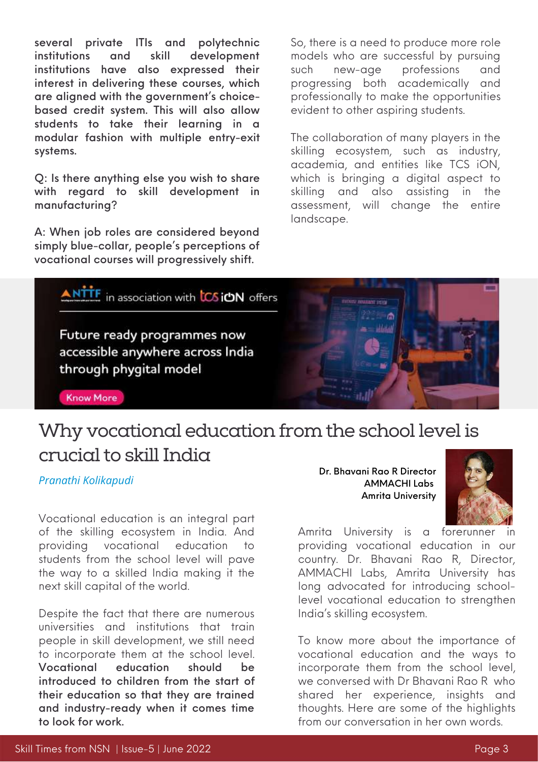**several private ITIs and polytechnic institutions and skill development institutions have also expressed their interest in delivering these courses, which are aligned with the government's choice-based credit system. This will also allow students to take their learning in a modular fashion with multiple entry-exit systems.**

**Q: Is there anything else you wish to share with regard to skill development in manufacturing?**

**A: When job roles are considered beyond simply blue-collar, people's perceptions of vocational courses will progressively shift.**

So, there is a need to produce more role models who are successful by pursuing such new-age professions and progressing both academically and professionally to make the opportunities evident to other aspiring students.

The collaboration of many players in the skilling ecosystem, such as industry, academia, and entities like TCS iON, which is bringing a digital aspect to skilling and also assisting in the assessment, will change the entire landscape.

NTTF in association with TCS iON offers

Future ready programmes now accessible anywhere across India through phygital model

Know More

# Why vocational education from the school level is crucial to skill India

*Pranathi Kolikapudi*

**Dr. Bhavani Rao R Director AMMACHI Labs Amrita University**

Vocational education is an integral part of the skilling ecosystem in India. And providing vocational education to students from the school level will pave the way to a skilled India making it the next skill capital of the world.

Despite the fact that there are numerous universities and institutions that train people in skill development, we still need to incorporate them at the school level. **Vocational education should be introduced to children from the start of their education so that they are trained and industry-ready when it comes time to look for work.**

Amrita University is a forerunner in providing vocational education in our country. Dr. Bhavani Rao R, Director, AMMACHI Labs, Amrita University has long advocated for introducing school-level vocational education to strengthen India's skilling ecosystem.

To know more about the importance of vocational education and the ways to incorporate them from the school level, we conversed with Dr Bhavani Rao R who shared her experience, insights and thoughts. Here are some of the highlights from our conversation in her own words.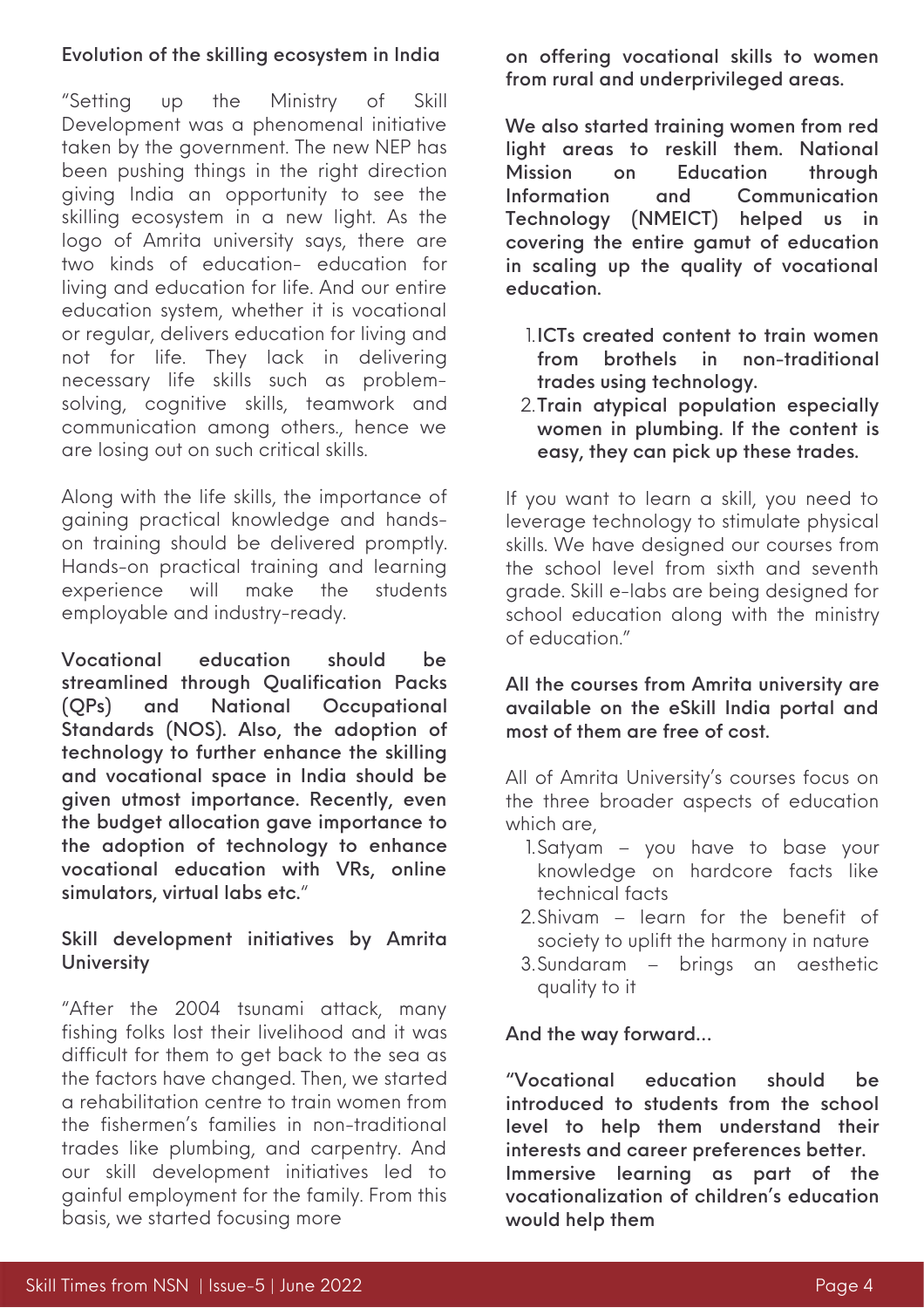### Evolution of the skilling ecosystem in India

"Setting up the Ministry of Skill Development was a phenomenal initiative taken by the government. The new NEP has been pushing things in the right direction giving India an opportunity to see the skilling ecosystem in a new light. As the logo of Amrita university says, there are two kinds of education- education for living and education for life. And our entire education system, whether it is vocational or regular, delivers education for living and not for life. They lack in delivering necessary life skills such as problem-solving, cognitive skills, teamwork and communication among others., hence we are losing out on such critical skills.

Along with the life skills, the importance of gaining practical knowledge and hands-on training should be delivered promptly. Hands-on practical training and learning experience will make the students employable and industry-ready.

**Vocational education should be streamlined through Qualification Packs (QPs) and National Occupational Standards (NOS). Also, the adoption of technology to further enhance the skilling and vocational space in India should be given utmost importance. Recently, even the budget allocation gave importance to the adoption of technology to enhance vocational education with VRs, online simulators, virtual labs etc.**"

### Skill development initiatives by Amrita University

"After the 2004 tsunami attack, many fishing folks lost their livelihood and it was difficult for them to get back to the sea as the factors have changed. Then, we started a rehabilitation centre to train women from the fishermen's families in non-traditional trades like plumbing, and carpentry. And our skill development initiatives led to gainful employment for the family. From this basis, we started focusing more **on offering vocational skills to women from rural and underprivileged areas.**

**We also started training women from red light areas to reskill them. National Mission on Education through Information and Communication Technology (NMEICT) helped us in covering the entire gamut of education in scaling up the quality of vocational education.**

1. **ICTs created content to train women from brothels in non-traditional trades using technology.**
2. **Train atypical population especially women in plumbing. If the content is easy, they can pick up these trades.**

If you want to learn a skill, you need to leverage technology to stimulate physical skills. We have designed our courses from the school level from sixth and seventh grade. Skill e-labs are being designed for school education along with the ministry of education."

**All the courses from Amrita university are available on the eSkill India portal and most of them are free of cost.**

All of Amrita University's courses focus on the three broader aspects of education which are,

1. Satyam – you have to base your knowledge on hardcore facts like technical facts
2. Shivam – learn for the benefit of society to uplift the harmony in nature
3. Sundaram – brings an aesthetic quality to it

**And the way forward...**

**"Vocational education should be introduced to students from the school level to help them understand their interests and career preferences better. Immersive learning as part of the vocationalization of children's education would help them**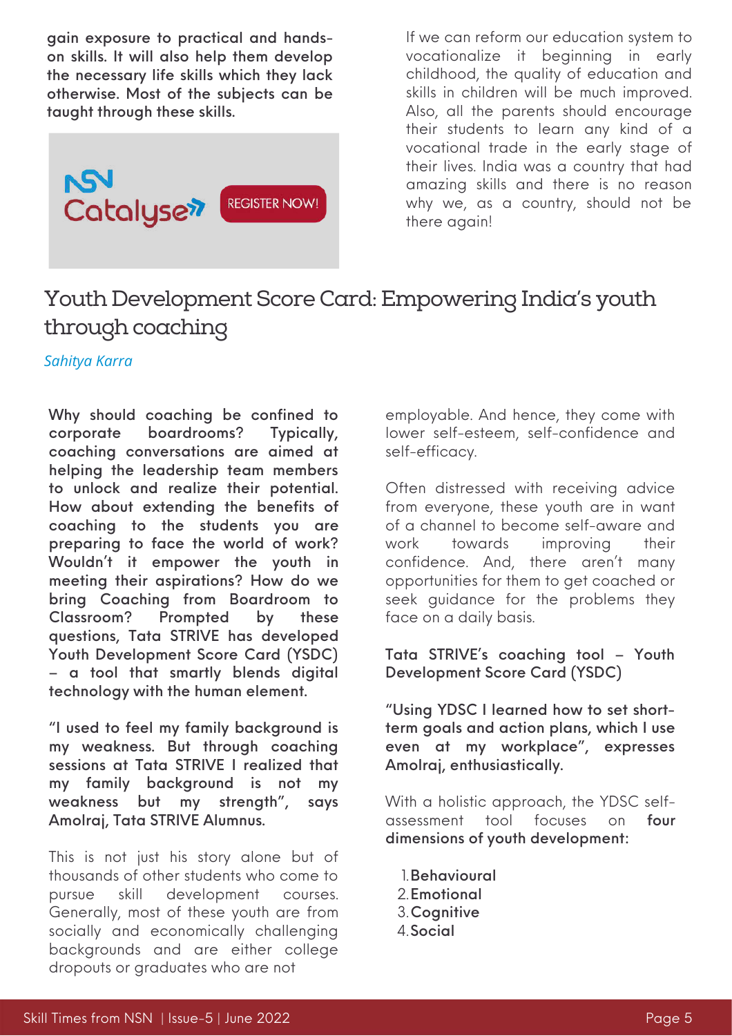**gain exposure to practical and hands-on skills. It will also help them develop the necessary life skills which they lack otherwise. Most of the subjects can be taught through these skills.**

NSN Catalyse REGISTER NOW!

If we can reform our education system to vocationalize it beginning in early childhood, the quality of education and skills in children will be much improved. Also, all the parents should encourage their students to learn any kind of a vocational trade in the early stage of their lives. India was a country that had amazing skills and there is no reason why we, as a country, should not be there again!

## Youth Development Score Card: Empowering India's youth through coaching

*Sahitya Karra*

**Why should coaching be confined to corporate boardrooms? Typically, coaching conversations are aimed at helping the leadership team members to unlock and realize their potential. How about extending the benefits of coaching to the students you are preparing to face the world of work? Wouldn't it empower the youth in meeting their aspirations? How do we bring Coaching from Boardroom to Classroom? Prompted by these questions, Tata STRIVE has developed Youth Development Score Card (YSDC) – a tool that smartly blends digital technology with the human element.**

**"I used to feel my family background is my weakness. But through coaching sessions at Tata STRIVE I realized that my family background is not my weakness but my strength", says Amolraj, Tata STRIVE Alumnus.**

This is not just his story alone but of thousands of other students who come to pursue skill development courses. Generally, most of these youth are from socially and economically challenging backgrounds and are either college dropouts or graduates who are not employable. And hence, they come with lower self-esteem, self-confidence and self-efficacy.

Often distressed with receiving advice from everyone, these youth are in want of a channel to become self-aware and work towards improving their confidence. And, there aren't many opportunities for them to get coached or seek guidance for the problems they face on a daily basis.

**Tata STRIVE's coaching tool – Youth Development Score Card (YDSC)**

**"Using YDSC I learned how to set short-term goals and action plans, which I use even at my workplace", expresses Amolraj, enthusiastically.**

With a holistic approach, the YDSC self-assessment tool focuses on **four dimensions of youth development:**

1. **Behavioural**
2. **Emotional**
3. **Cognitive**
4. **Social**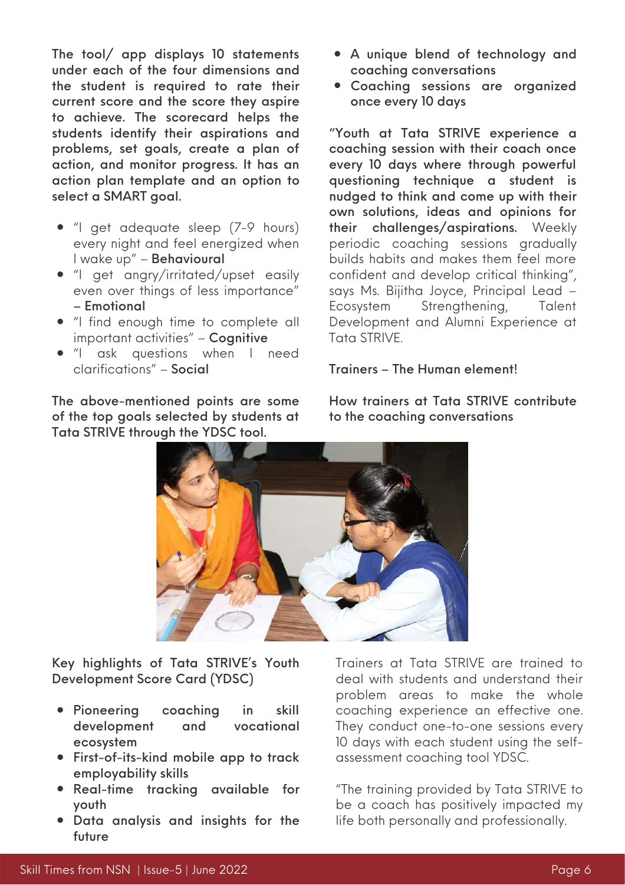The tool/ app displays 10 statements under each of the four dimensions and the student is required to rate their current score and the score they aspire to achieve. The scorecard helps the students identify their aspirations and problems, set goals, create a plan of action, and monitor progress. It has an action plan template and an option to select a SMART goal.

- "I get adequate sleep (7-9 hours) every night and feel energized when I wake up" – **Behavioural**
- "I get angry/irritated/upset easily even over things of less importance" – **Emotional**
- "I find enough time to complete all important activities" – **Cognitive**
- "I ask questions when I need clarifications" – **Social**

The above-mentioned points are some of the top goals selected by students at Tata STRIVE through the YDSC tool.

- A unique blend of technology and coaching conversations
- Coaching sessions are organized once every 10 days

**"Youth at Tata STRIVE experience a coaching session with their coach once every 10 days where through powerful questioning technique a student is nudged to think and come up with their own solutions, ideas and opinions for their challenges/aspirations.** Weekly periodic coaching sessions gradually builds habits and makes them feel more confident and develop critical thinking", says Ms. Bijitha Joyce, Principal Lead – Ecosystem Strengthening, Talent Development and Alumni Experience at Tata STRIVE.

**Trainers – The Human element!**

**How trainers at Tata STRIVE contribute to the coaching conversations**

**Key highlights of Tata STRIVE's Youth Development Score Card (YDSC)**

- Pioneering coaching in skill development and vocational ecosystem
- First-of-its-kind mobile app to track employability skills
- Real-time tracking available for youth
- Data analysis and insights for the future

Trainers at Tata STRIVE are trained to deal with students and understand their problem areas to make the whole coaching experience an effective one. They conduct one-to-one sessions every 10 days with each student using the self-assessment coaching tool YDSC.

"The training provided by Tata STRIVE to be a coach has positively impacted my life both personally and professionally.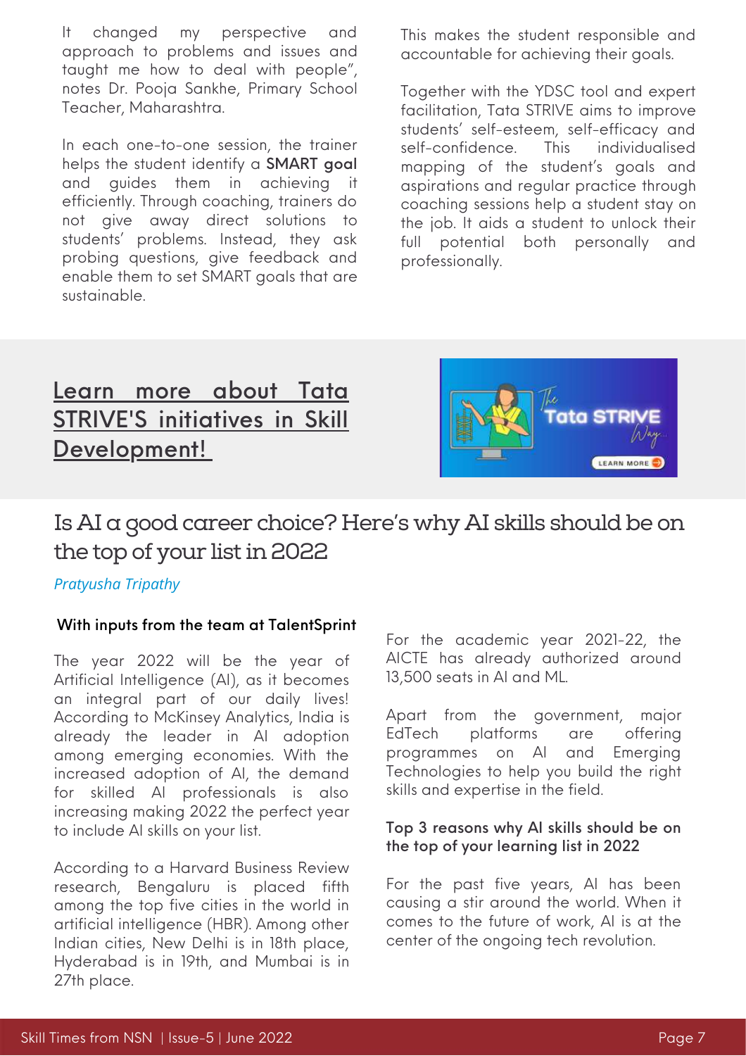It changed my perspective and approach to problems and issues and taught me how to deal with people", notes Dr. Pooja Sankhe, Primary School Teacher, Maharashtra.

In each one-to-one session, the trainer helps the student identify a **SMART goal** and guides them in achieving it efficiently. Through coaching, trainers do not give away direct solutions to students' problems. Instead, they ask probing questions, give feedback and enable them to set SMART goals that are sustainable.

This makes the student responsible and accountable for achieving their goals.

Together with the YDSC tool and expert facilitation, Tata STRIVE aims to improve students' self-esteem, self-efficacy and self-confidence. This individualised mapping of the student's goals and aspirations and regular practice through coaching sessions help a student stay on the job. It aids a student to unlock their full potential both personally and professionally.

## Learn more about Tata STRIVE'S initiatives in Skill Development!

# Is AI a good career choice? Here's why AI skills should be on the top of your list in 2022

*Pratyusha Tripathy*

**With inputs from the team at TalentSprint**

The year 2022 will be the year of Artificial Intelligence (AI), as it becomes an integral part of our daily lives! According to McKinsey Analytics, India is already the leader in AI adoption among emerging economies. With the increased adoption of AI, the demand for skilled AI professionals is also increasing making 2022 the perfect year to include AI skills on your list.

According to a Harvard Business Review research, Bengaluru is placed fifth among the top five cities in the world in artificial intelligence (HBR). Among other Indian cities, New Delhi is in 18th place, Hyderabad is in 19th, and Mumbai is in 27th place.

For the academic year 2021-22, the AICTE has already authorized around 13,500 seats in AI and ML.

Apart from the government, major EdTech platforms are offering programmes on AI and Emerging Technologies to help you build the right skills and expertise in the field.

**Top 3 reasons why AI skills should be on the top of your learning list in 2022**

For the past five years, AI has been causing a stir around the world. When it comes to the future of work, AI is at the center of the ongoing tech revolution.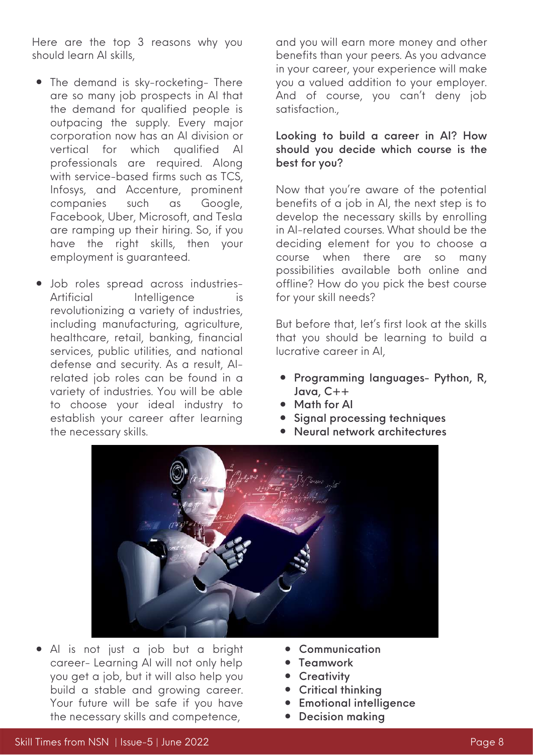Here are the top 3 reasons why you should learn AI skills,

- The demand is sky-rocketing- There are so many job prospects in AI that the demand for qualified people is outpacing the supply. Every major corporation now has an AI division or vertical for which qualified AI professionals are required. Along with service-based firms such as TCS, Infosys, and Accenture, prominent companies such as Google, Facebook, Uber, Microsoft, and Tesla are ramping up their hiring. So, if you have the right skills, then your employment is guaranteed.
- Job roles spread across industries- Artificial Intelligence is revolutionizing a variety of industries, including manufacturing, agriculture, healthcare, retail, banking, financial services, public utilities, and national defense and security. As a result, AI-related job roles can be found in a variety of industries. You will be able to choose your ideal industry to establish your career after learning the necessary skills.
- AI is not just a job but a bright career- Learning AI will not only help you get a job, but it will also help you build a stable and growing career. Your future will be safe if you have the necessary skills and competence, and you will earn more money and other benefits than your peers. As you advance in your career, your experience will make you a valued addition to your employer. And of course, you can't deny job satisfaction.,

**Looking to build a career in AI? How should you decide which course is the best for you?**

Now that you're aware of the potential benefits of a job in AI, the next step is to develop the necessary skills by enrolling in AI-related courses. What should be the deciding element for you to choose a course when there are so many possibilities available both online and offline? How do you pick the best course for your skill needs?

But before that, let's first look at the skills that you should be learning to build a lucrative career in AI,

- **Programming languages- Python, R, Java, C++**
- **Math for AI**
- **Signal processing techniques**
- **Neural network architectures**
- **Communication**
- **Teamwork**
- **Creativity**
- **Critical thinking**
- **Emotional intelligence**
- **Decision making**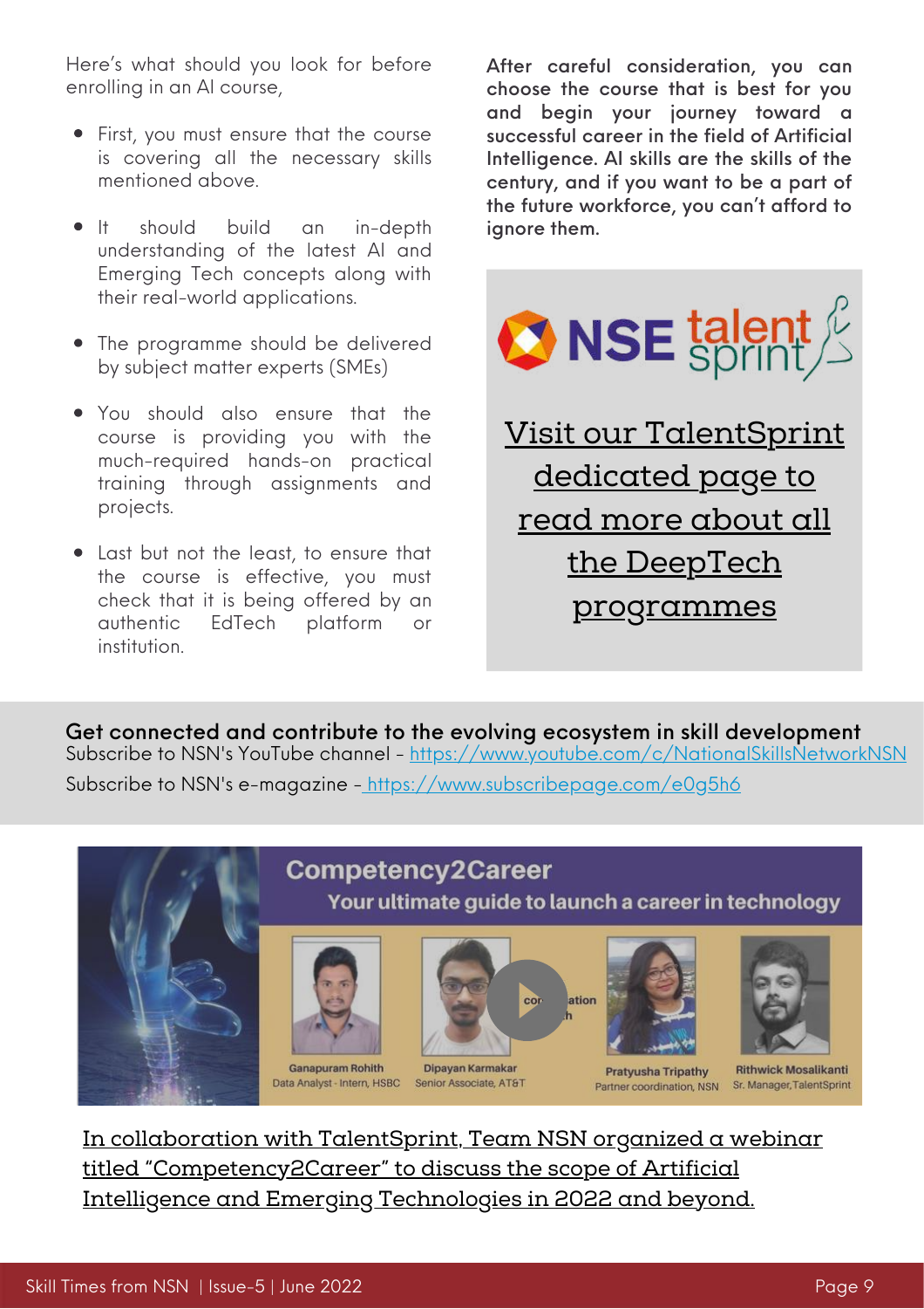Here's what should you look for before enrolling in an AI course,

- First, you must ensure that the course is covering all the necessary skills mentioned above.
- It should build an in-depth understanding of the latest AI and Emerging Tech concepts along with their real-world applications.
- The programme should be delivered by subject matter experts (SMEs)
- You should also ensure that the course is providing you with the much-required hands-on practical training through assignments and projects.
- Last but not the least, to ensure that the course is effective, you must check that it is being offered by an authentic EdTech platform or institution.

**After careful consideration, you can choose the course that is best for you and begin your journey toward a successful career in the field of Artificial Intelligence. AI skills are the skills of the century, and if you want to be a part of the future workforce, you can't afford to ignore them.**

NSE talent sprint

Visit our TalentSprint dedicated page to read more about all the DeepTech programmes

**Get connected and contribute to the evolving ecosystem in skill development**

Subscribe to NSN's YouTube channel - https://www.youtube.com/c/NationalSkillsNetworkNSN

Subscribe to NSN's e-magazine - https://www.subscribepage.com/e0g5h6

Competency2Career

Your ultimate guide to launch a career in technology

Ganapuram Rohith, Data Analyst - Intern, HSBC
Dipayan Karmakar, Senior Associate, AT&T
Pratyusha Tripathy, Partner coordination, NSN
Rithwick Mosalikanti, Sr. Manager, TalentSprint

In collaboration with TalentSprint, Team NSN organized a webinar titled "Competency2Career" to discuss the scope of Artificial Intelligence and Emerging Technologies in 2022 and beyond.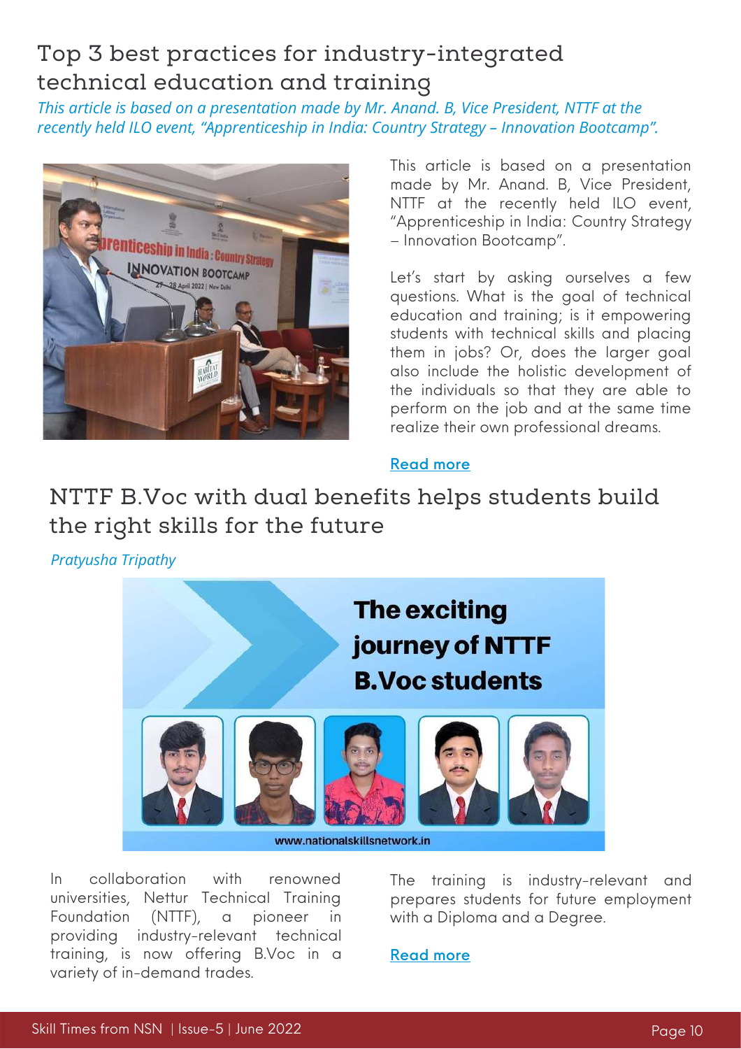## Top 3 best practices for industry-integrated technical education and training

*This article is based on a presentation made by Mr. Anand. B, Vice President, NTTF at the recently held ILO event, "Apprenticeship in India: Country Strategy – Innovation Bootcamp".*

This article is based on a presentation made by Mr. Anand. B, Vice President, NTTF at the recently held ILO event, "Apprenticeship in India: Country Strategy – Innovation Bootcamp".

Let's start by asking ourselves a few questions. What is the goal of technical education and training; is it empowering students with technical skills and placing them in jobs? Or, does the larger goal also include the holistic development of the individuals so that they are able to perform on the job and at the same time realize their own professional dreams.

Read more

## NTTF B.Voc with dual benefits helps students build the right skills for the future

*Pratyusha Tripathy*

In collaboration with renowned universities, Nettur Technical Training Foundation (NTTF), a pioneer in providing industry-relevant technical training, is now offering B.Voc in a variety of in-demand trades.

The training is industry-relevant and prepares students for future employment with a Diploma and a Degree.

Read more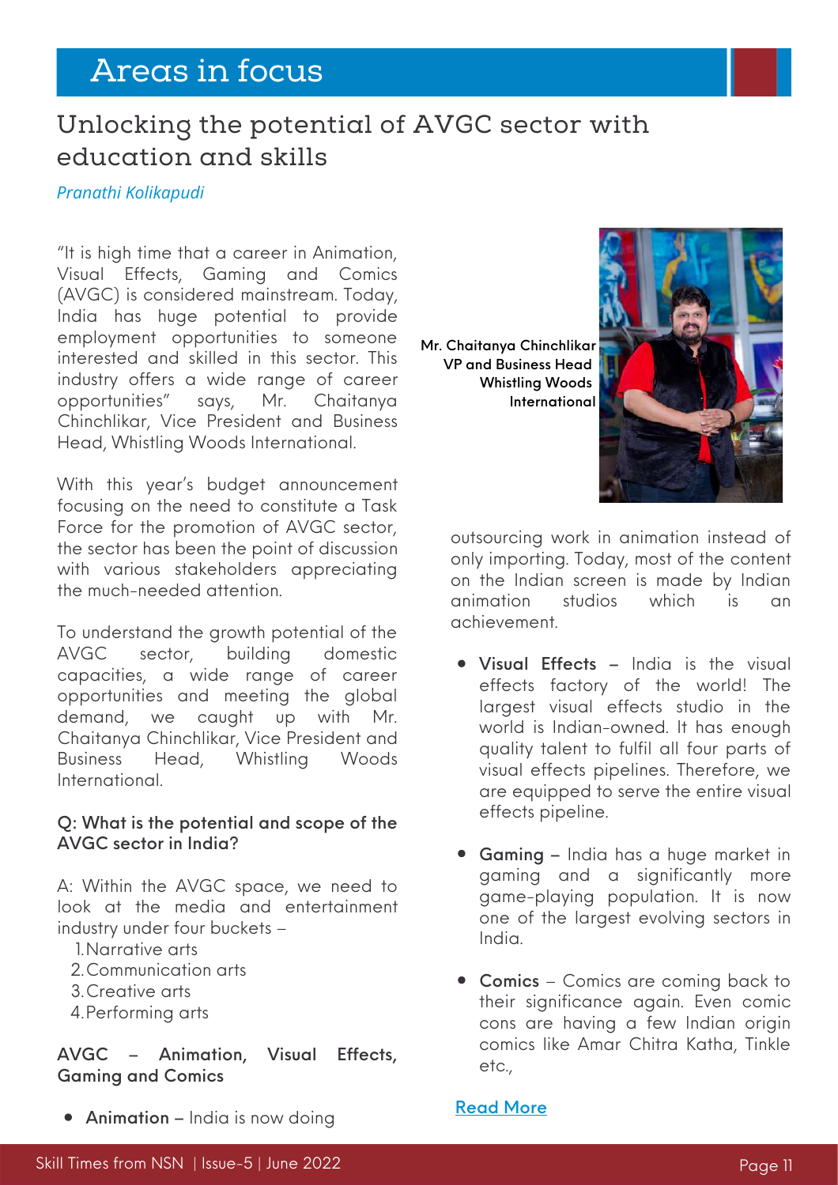# Areas in focus

## Unlocking the potential of AVGC sector with education and skills

*Pranathi Kolikapudi*

"It is high time that a career in Animation, Visual Effects, Gaming and Comics (AVGC) is considered mainstream. Today, India has huge potential to provide employment opportunities to someone interested and skilled in this sector. This industry offers a wide range of career opportunities" says, Mr. Chaitanya Chinchlikar, Vice President and Business Head, Whistling Woods International.

With this year's budget announcement focusing on the need to constitute a Task Force for the promotion of AVGC sector, the sector has been the point of discussion with various stakeholders appreciating the much-needed attention.

To understand the growth potential of the AVGC sector, building domestic capacities, a wide range of career opportunities and meeting the global demand, we caught up with Mr. Chaitanya Chinchlikar, Vice President and Business Head, Whistling Woods International.

Mr. Chaitanya Chinchlikar
VP and Business Head
Whistling Woods International

**Q: What is the potential and scope of the AVGC sector in India?**

A: Within the AVGC space, we need to look at the media and entertainment industry under four buckets –

1. Narrative arts
2. Communication arts
3. Creative arts
4. Performing arts

**AVGC – Animation, Visual Effects, Gaming and Comics**

- **Animation** – India is now doing outsourcing work in animation instead of only importing. Today, most of the content on the Indian screen is made by Indian animation studios which is an achievement.
- **Visual Effects** – India is the visual effects factory of the world! The largest visual effects studio in the world is Indian-owned. It has enough quality talent to fulfil all four parts of visual effects pipelines. Therefore, we are equipped to serve the entire visual effects pipeline.
- **Gaming** – India has a huge market in gaming and a significantly more game-playing population. It is now one of the largest evolving sectors in India.
- **Comics** – Comics are coming back to their significance again. Even comic cons are having a few Indian origin comics like Amar Chitra Katha, Tinkle etc.,

Read More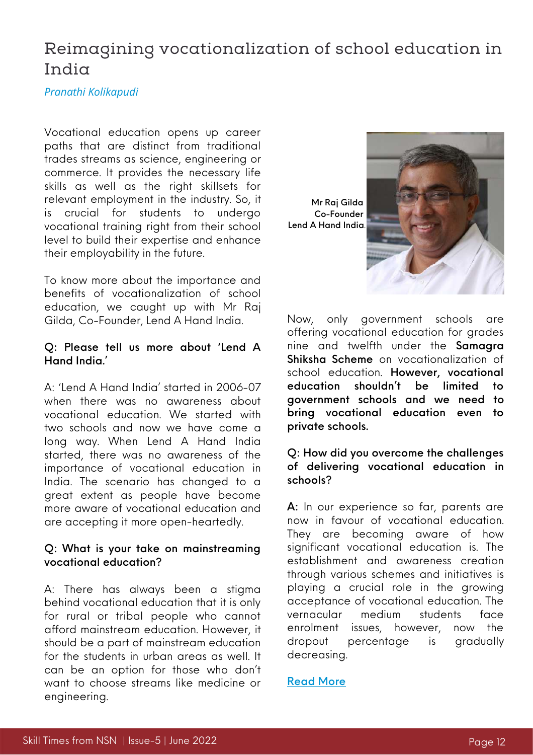# Reimagining vocationalization of school education in India

*Pranathi Kolikapudi*

Vocational education opens up career paths that are distinct from traditional trades streams as science, engineering or commerce. It provides the necessary life skills as well as the right skillsets for relevant employment in the industry. So, it is crucial for students to undergo vocational training right from their school level to build their expertise and enhance their employability in the future.

To know more about the importance and benefits of vocationalization of school education, we caught up with Mr Raj Gilda, Co-Founder, Lend A Hand India.

**Q: Please tell us more about 'Lend A Hand India.'**

A: 'Lend A Hand India' started in 2006-07 when there was no awareness about vocational education. We started with two schools and now we have come a long way. When Lend A Hand India started, there was no awareness of the importance of vocational education in India. The scenario has changed to a great extent as people have become more aware of vocational education and are accepting it more open-heartedly.

**Q: What is your take on mainstreaming vocational education?**

A: There has always been a stigma behind vocational education that it is only for rural or tribal people who cannot afford mainstream education. However, it should be a part of mainstream education for the students in urban areas as well. It can be an option for those who don't want to choose streams like medicine or engineering.

**Mr Raj Gilda**
**Co-Founder**
**Lend A Hand India.**

Now, only government schools are offering vocational education for grades nine and twelfth under the **Samagra Shiksha Scheme** on vocationalization of school education. **However, vocational education shouldn't be limited to government schools and we need to bring vocational education even to private schools.**

**Q: How did you overcome the challenges of delivering vocational education in schools?**

**A:** In our experience so far, parents are now in favour of vocational education. They are becoming aware of how significant vocational education is. The establishment and awareness creation through various schemes and initiatives is playing a crucial role in the growing acceptance of vocational education. The vernacular medium students face enrolment issues, however, now the dropout percentage is gradually decreasing.

[Read More]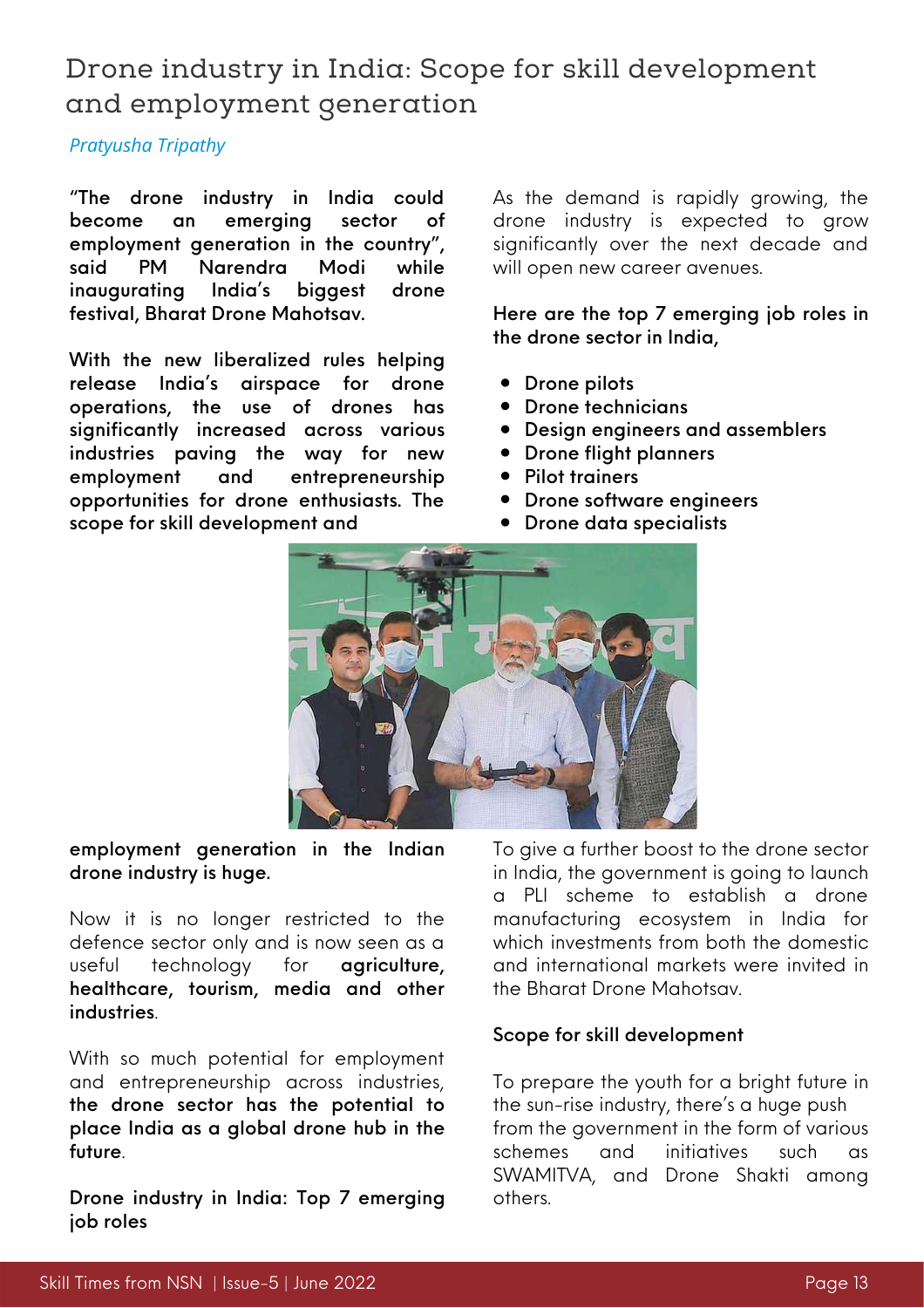# Drone industry in India: Scope for skill development and employment generation

*Pratyusha Tripathy*

**"The drone industry in India could become an emerging sector of employment generation in the country", said PM Narendra Modi while inaugurating India's biggest drone festival, Bharat Drone Mahotsav.**

**With the new liberalized rules helping release India's airspace for drone operations, the use of drones has significantly increased across various industries paving the way for new employment and entrepreneurship opportunities for drone enthusiasts. The scope for skill development and employment generation in the Indian drone industry is huge.**

Now it is no longer restricted to the defence sector only and is now seen as a useful technology for **agriculture, healthcare, tourism, media and other industries**.

With so much potential for employment and entrepreneurship across industries, **the drone sector has the potential to place India as a global drone hub in the future**.

**Drone industry in India: Top 7 emerging job roles**

As the demand is rapidly growing, the drone industry is expected to grow significantly over the next decade and will open new career avenues.

**Here are the top 7 emerging job roles in the drone sector in India,**

- **Drone pilots**
- **Drone technicians**
- **Design engineers and assemblers**
- **Drone flight planners**
- **Pilot trainers**
- **Drone software engineers**
- **Drone data specialists**

To give a further boost to the drone sector in India, the government is going to launch a PLI scheme to establish a drone manufacturing ecosystem in India for which investments from both the domestic and international markets were invited in the Bharat Drone Mahotsav.

**Scope for skill development**

To prepare the youth for a bright future in the sun-rise industry, there's a huge push from the government in the form of various schemes and initiatives such as SWAMITVA, and Drone Shakti among others.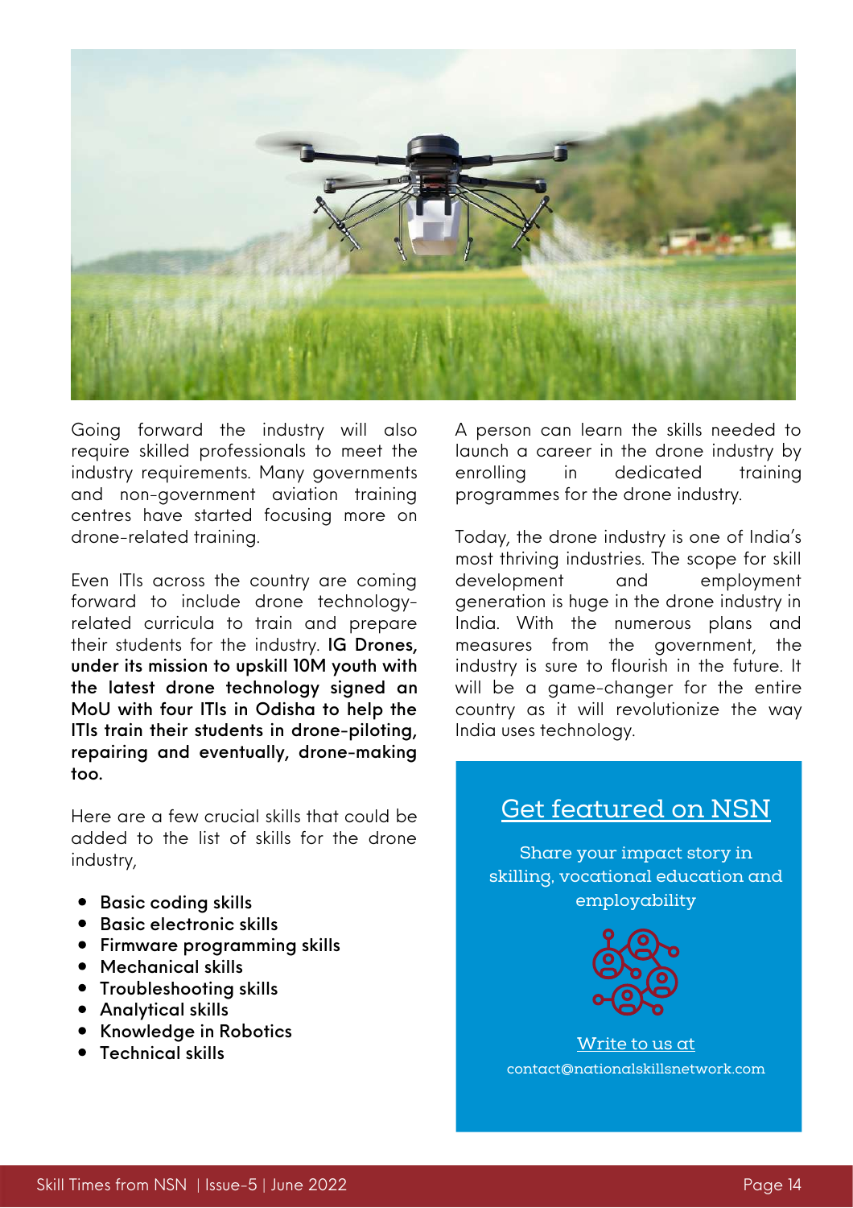Going forward the industry will also require skilled professionals to meet the industry requirements. Many governments and non-government aviation training centres have started focusing more on drone-related training.

Even ITIs across the country are coming forward to include drone technology-related curricula to train and prepare their students for the industry. **IG Drones, under its mission to upskill 10M youth with the latest drone technology signed an MoU with four ITIs in Odisha to help the ITIs train their students in drone-piloting, repairing and eventually, drone-making too.**

Here are a few crucial skills that could be added to the list of skills for the drone industry,

- **Basic coding skills**
- **Basic electronic skills**
- **Firmware programming skills**
- **Mechanical skills**
- **Troubleshooting skills**
- **Analytical skills**
- **Knowledge in Robotics**
- **Technical skills**

A person can learn the skills needed to launch a career in the drone industry by enrolling in dedicated training programmes for the drone industry.

Today, the drone industry is one of India's most thriving industries. The scope for skill development and employment generation is huge in the drone industry in India. With the numerous plans and measures from the government, the industry is sure to flourish in the future. It will be a game-changer for the entire country as it will revolutionize the way India uses technology.

## Get featured on NSN

Share your impact story in skilling, vocational education and employability

Write to us at
contact@nationalskillsnetwork.com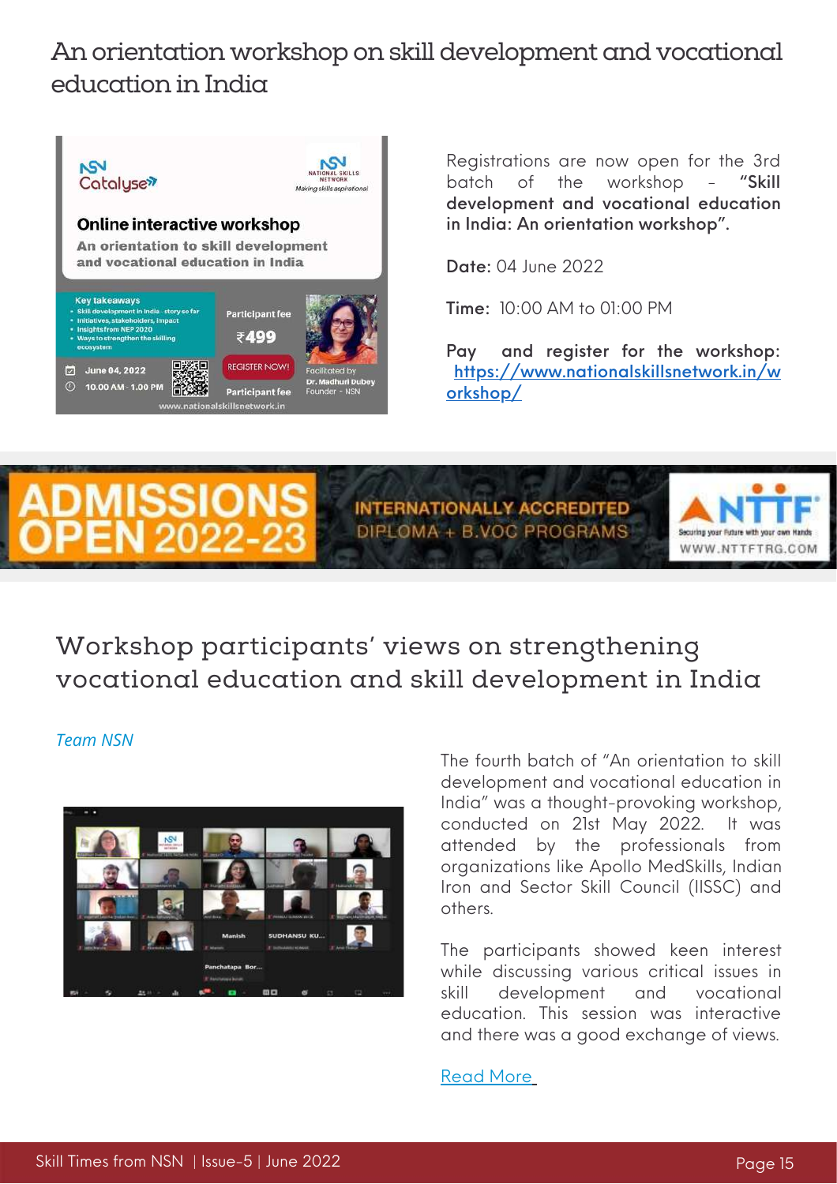# An orientation workshop on skill development and vocational education in India

Registrations are now open for the 3rd batch of the workshop – **"Skill development and vocational education in India: An orientation workshop".**

**Date:** 04 June 2022

**Time:** 10:00 AM to 01:00 PM

**Pay and register for the workshop:** https://www.nationalskillsnetwork.in/workshop/

# Workshop participants' views on strengthening vocational education and skill development in India

*Team NSN*

The fourth batch of "An orientation to skill development and vocational education in India" was a thought-provoking workshop, conducted on 21st May 2022. It was attended by the professionals from organizations like Apollo MedSkills, Indian Iron and Sector Skill Council (IISSC) and others.

The participants showed keen interest while discussing various critical issues in skill development and vocational education. This session was interactive and there was a good exchange of views.

Read More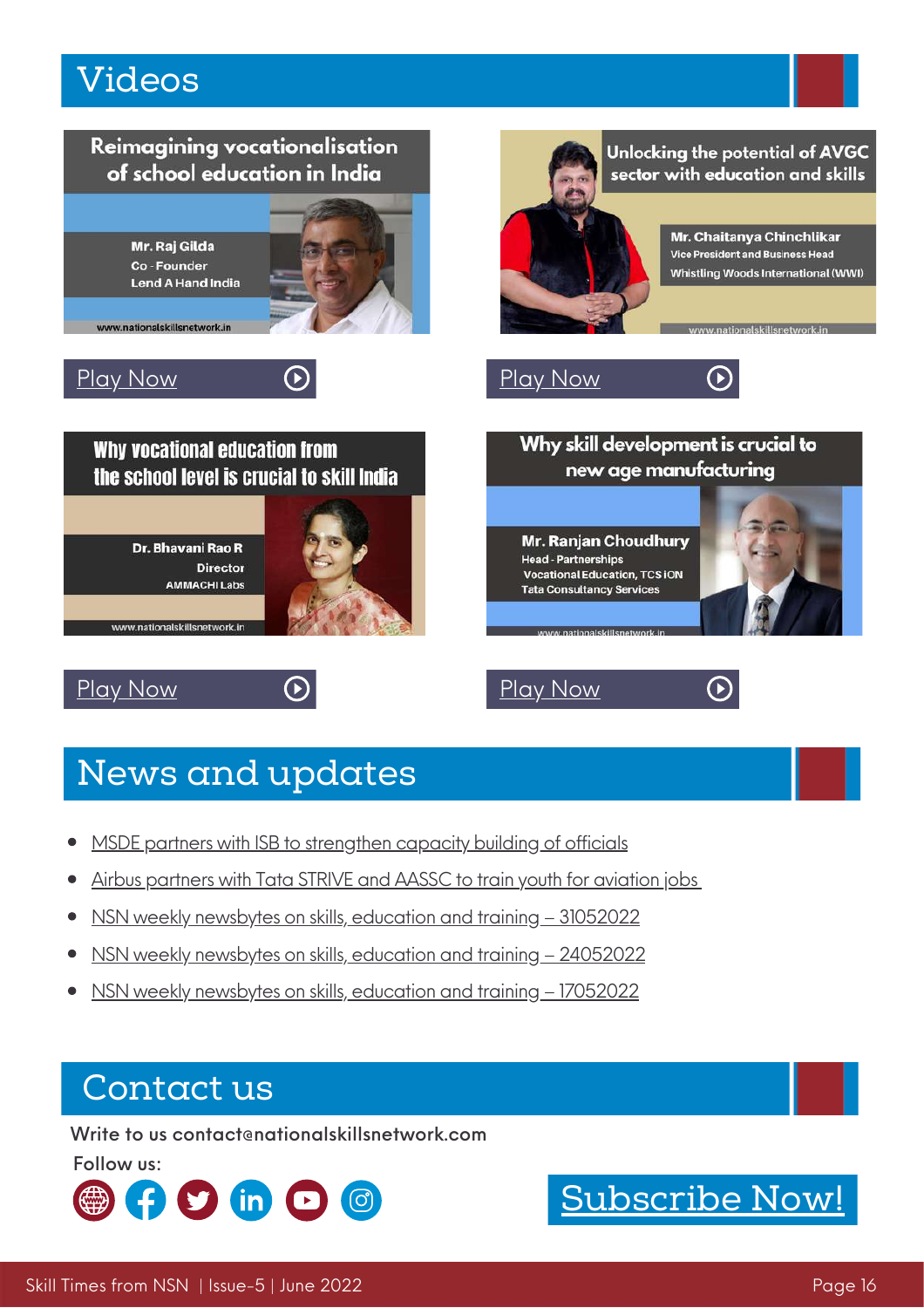## Videos

**Reimagining vocationalisation of school education in India**

Mr. Raj Gilda
Co - Founder
Lend A Hand India

www.nationalskillsnetwork.in

Play Now

**Unlocking the potential of AVGC sector with education and skills**

Mr. Chaitanya Chinchlikar
Vice President and Business Head
Whistling Woods International (WWI)

www.nationalskillsnetwork.in

Play Now

**Why vocational education from the school level is crucial to skill India**

Dr. Bhavani Rao R
Director
AMMACHI Labs

www.nationalskillsnetwork.in

Play Now

**Why skill development is crucial to new age manufacturing**

Mr. Ranjan Choudhury
Head - Partnerships
Vocational Education, TCS iON
Tata Consultancy Services

www.nationalskillsnetwork.in

Play Now

## News and updates

- MSDE partners with ISB to strengthen capacity building of officials
- Airbus partners with Tata STRIVE and AASSC to train youth for aviation jobs
- NSN weekly newsbytes on skills, education and training – 31052022
- NSN weekly newsbytes on skills, education and training – 24052022
- NSN weekly newsbytes on skills, education and training – 17052022

## Contact us

Write to us contact@nationalskillsnetwork.com

Follow us:

Subscribe Now!